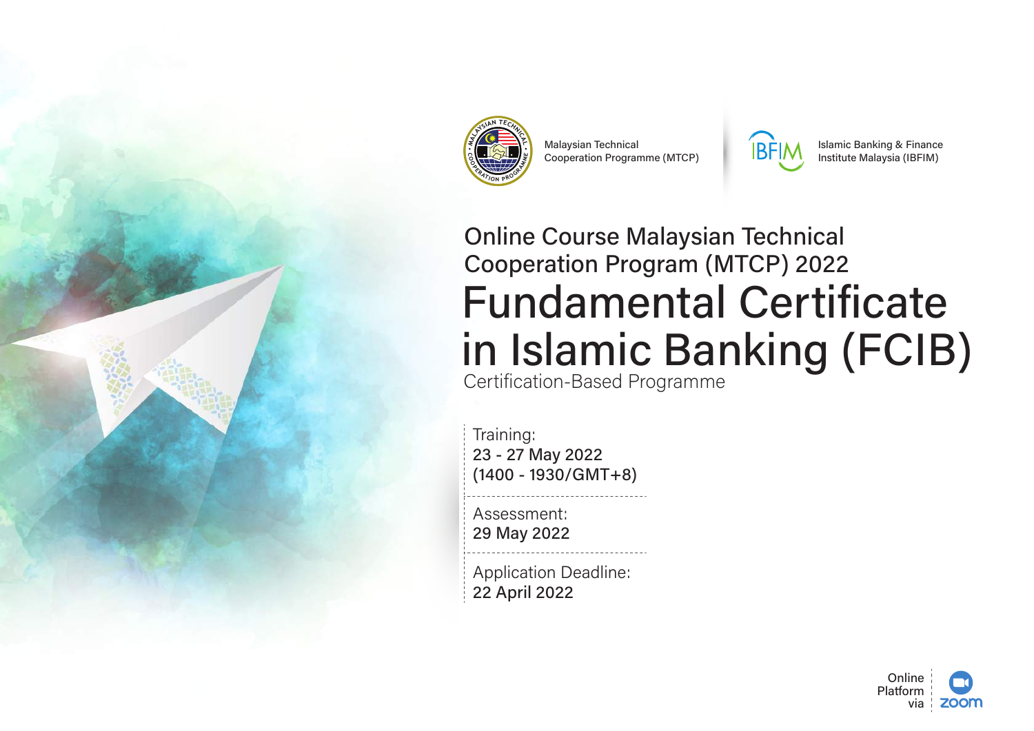Malaysian Technical Cooperation Programme (MTCP)

Islamic Banking & Finance Institute Malaysia (IBFIM)

## Online Course Malaysian Technical Cooperation Program (MTCP) 2022

# Fundamental Certificate in Islamic Banking (FCIB)

Certification-Based Programme

Training:
23 - 27 May 2022
(1400 - 1930/GMT+8)

Assessment:
29 May 2022

Application Deadline:
22 April 2022

Online Platform via zoom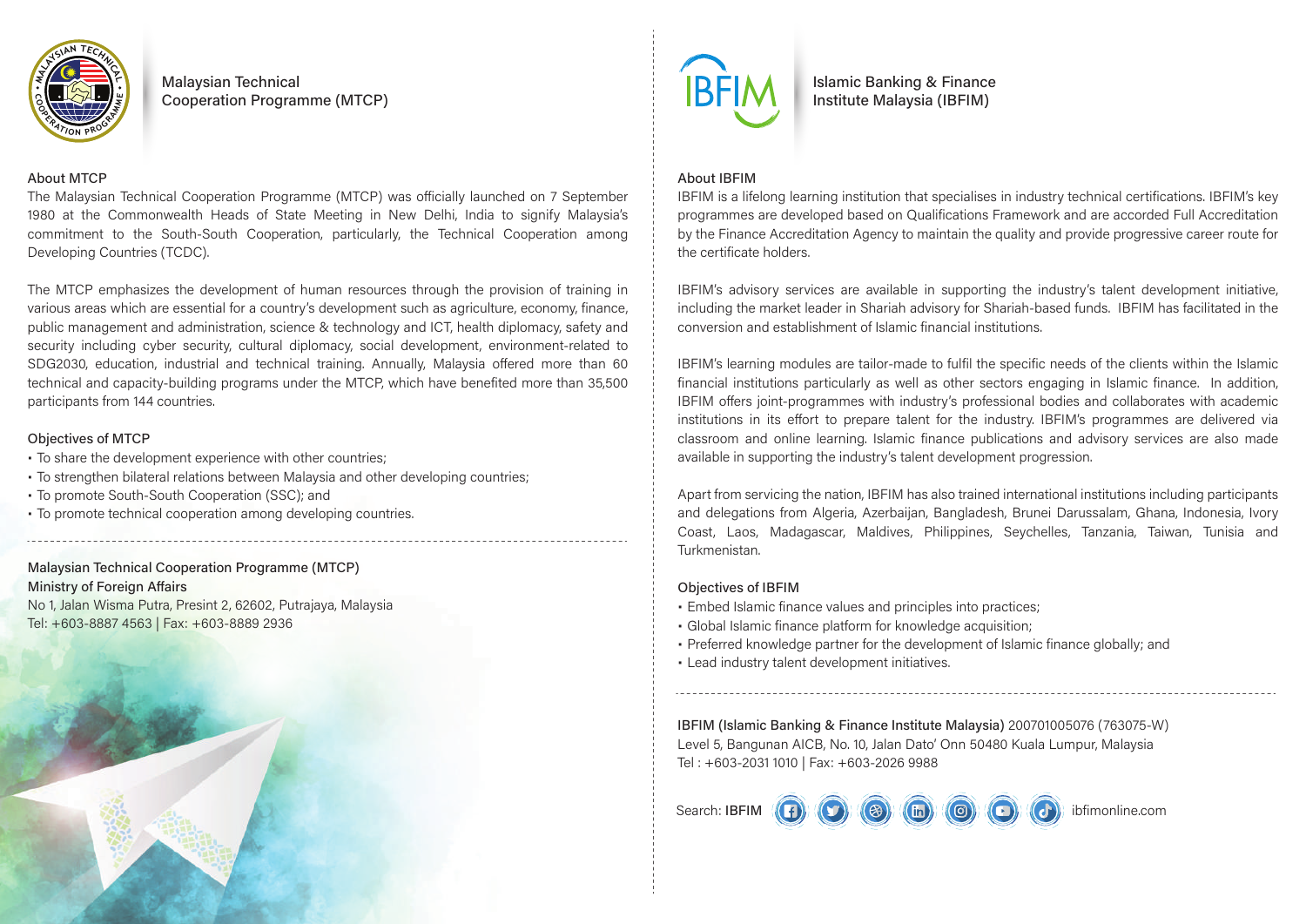## Malaysian Technical Cooperation Programme (MTCP)

### About MTCP

The Malaysian Technical Cooperation Programme (MTCP) was officially launched on 7 September 1980 at the Commonwealth Heads of State Meeting in New Delhi, India to signify Malaysia's commitment to the South-South Cooperation, particularly, the Technical Cooperation among Developing Countries (TCDC).

The MTCP emphasizes the development of human resources through the provision of training in various areas which are essential for a country's development such as agriculture, economy, finance, public management and administration, science & technology and ICT, health diplomacy, safety and security including cyber security, cultural diplomacy, social development, environment-related to SDG2030, education, industrial and technical training. Annually, Malaysia offered more than 60 technical and capacity-building programs under the MTCP, which have benefited more than 35,500 participants from 144 countries.

### Objectives of MTCP

- To share the development experience with other countries;
- To strengthen bilateral relations between Malaysia and other developing countries;
- To promote South-South Cooperation (SSC); and
- To promote technical cooperation among developing countries.

---

Malaysian Technical Cooperation Programme (MTCP)
Ministry of Foreign Affairs
No 1, Jalan Wisma Putra, Presint 2, 62602, Putrajaya, Malaysia
Tel: +603-8887 4563 | Fax: +603-8889 2936

## Islamic Banking & Finance Institute Malaysia (IBFIM)

### About IBFIM

IBFIM is a lifelong learning institution that specialises in industry technical certifications. IBFIM's key programmes are developed based on Qualifications Framework and are accorded Full Accreditation by the Finance Accreditation Agency to maintain the quality and provide progressive career route for the certificate holders.

IBFIM's advisory services are available in supporting the industry's talent development initiative, including the market leader in Shariah advisory for Shariah-based funds. IBFIM has facilitated in the conversion and establishment of Islamic financial institutions.

IBFIM's learning modules are tailor-made to fulfil the specific needs of the clients within the Islamic financial institutions particularly as well as other sectors engaging in Islamic finance. In addition, IBFIM offers joint-programmes with industry's professional bodies and collaborates with academic institutions in its effort to prepare talent for the industry. IBFIM's programmes are delivered via classroom and online learning. Islamic finance publications and advisory services are also made available in supporting the industry's talent development progression.

Apart from servicing the nation, IBFIM has also trained international institutions including participants and delegations from Algeria, Azerbaijan, Bangladesh, Brunei Darussalam, Ghana, Indonesia, Ivory Coast, Laos, Madagascar, Maldives, Philippines, Seychelles, Tanzania, Taiwan, Tunisia and Turkmenistan.

### Objectives of IBFIM

- Embed Islamic finance values and principles into practices;
- Global Islamic finance platform for knowledge acquisition;
- Preferred knowledge partner for the development of Islamic finance globally; and
- Lead industry talent development initiatives.

---

IBFIM (Islamic Banking & Finance Institute Malaysia) 200701005076 (763075-W)
Level 5, Bangunan AICB, No. 10, Jalan Dato' Onn 50480 Kuala Lumpur, Malaysia
Tel : +603-2031 1010 | Fax: +603-2026 9988

Search: IBFIM ibfimonline.com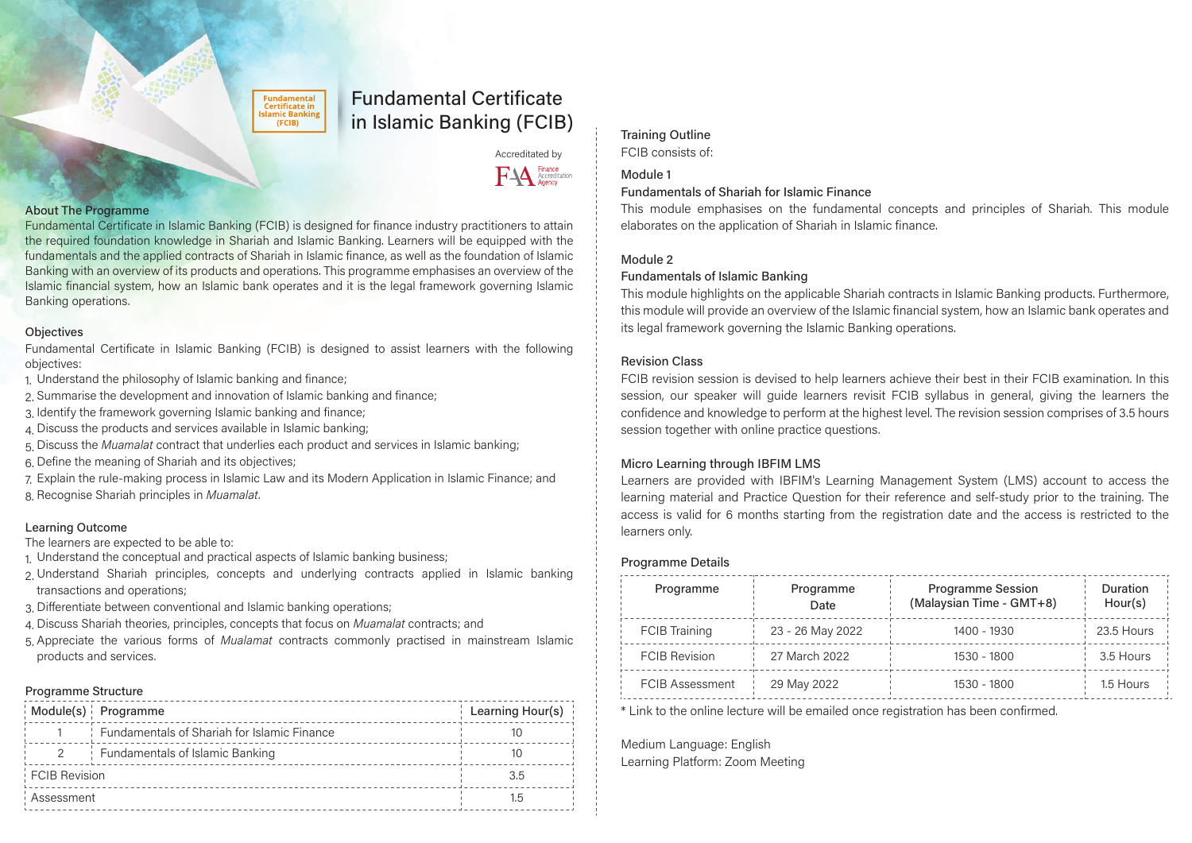# Fundamental Certificate in Islamic Banking (FCIB)

Accreditated by FAA Finance Accreditation Agency

## About The Programme

Fundamental Certificate in Islamic Banking (FCIB) is designed for finance industry practitioners to attain the required foundation knowledge in Shariah and Islamic Banking. Learners will be equipped with the fundamentals and the applied contracts of Shariah in Islamic finance, as well as the foundation of Islamic Banking with an overview of its products and operations. This programme emphasises an overview of the Islamic financial system, how an Islamic bank operates and it is the legal framework governing Islamic Banking operations.

## Objectives

Fundamental Certificate in Islamic Banking (FCIB) is designed to assist learners with the following objectives:

1. Understand the philosophy of Islamic banking and finance;
2. Summarise the development and innovation of Islamic banking and finance;
3. Identify the framework governing Islamic banking and finance;
4. Discuss the products and services available in Islamic banking;
5. Discuss the *Muamalat* contract that underlies each product and services in Islamic banking;
6. Define the meaning of Shariah and its objectives;
7. Explain the rule-making process in Islamic Law and its Modern Application in Islamic Finance; and
8. Recognise Shariah principles in *Muamalat*.

## Learning Outcome

The learners are expected to be able to:

1. Understand the conceptual and practical aspects of Islamic banking business;
2. Understand Shariah principles, concepts and underlying contracts applied in Islamic banking transactions and operations;
3. Differentiate between conventional and Islamic banking operations;
4. Discuss Shariah theories, principles, concepts that focus on *Muamalat* contracts; and
5. Appreciate the various forms of *Mualamat* contracts commonly practised in mainstream Islamic products and services.

## Programme Structure

| Module(s) | Programme | Learning Hour(s) |
|---|---|---|
| 1 | Fundamentals of Shariah for Islamic Finance | 10 |
| 2 | Fundamentals of Islamic Banking | 10 |
| FCIB Revision | | 3.5 |
| Assessment | | 1.5 |

## Training Outline

FCIB consists of:

### Module 1

**Fundamentals of Shariah for Islamic Finance**

This module emphasises on the fundamental concepts and principles of Shariah. This module elaborates on the application of Shariah in Islamic finance.

### Module 2

**Fundamentals of Islamic Banking**

This module highlights on the applicable Shariah contracts in Islamic Banking products. Furthermore, this module will provide an overview of the Islamic financial system, how an Islamic bank operates and its legal framework governing the Islamic Banking operations.

### Revision Class

FCIB revision session is devised to help learners achieve their best in their FCIB examination. In this session, our speaker will guide learners revisit FCIB syllabus in general, giving the learners the confidence and knowledge to perform at the highest level. The revision session comprises of 3.5 hours session together with online practice questions.

### Micro Learning through IBFIM LMS

Learners are provided with IBFIM's Learning Management System (LMS) account to access the learning material and Practice Question for their reference and self-study prior to the training. The access is valid for 6 months starting from the registration date and the access is restricted to the learners only.

## Programme Details

| Programme | Programme Date | Programme Session (Malaysian Time - GMT+8) | Duration Hour(s) |
|---|---|---|---|
| FCIB Training | 23 - 26 May 2022 | 1400 - 1930 | 23.5 Hours |
| FCIB Revision | 27 March 2022 | 1530 - 1800 | 3.5 Hours |
| FCIB Assessment | 29 May 2022 | 1530 - 1800 | 1.5 Hours |

\* Link to the online lecture will be emailed once registration has been confirmed.

Medium Language: English

Learning Platform: Zoom Meeting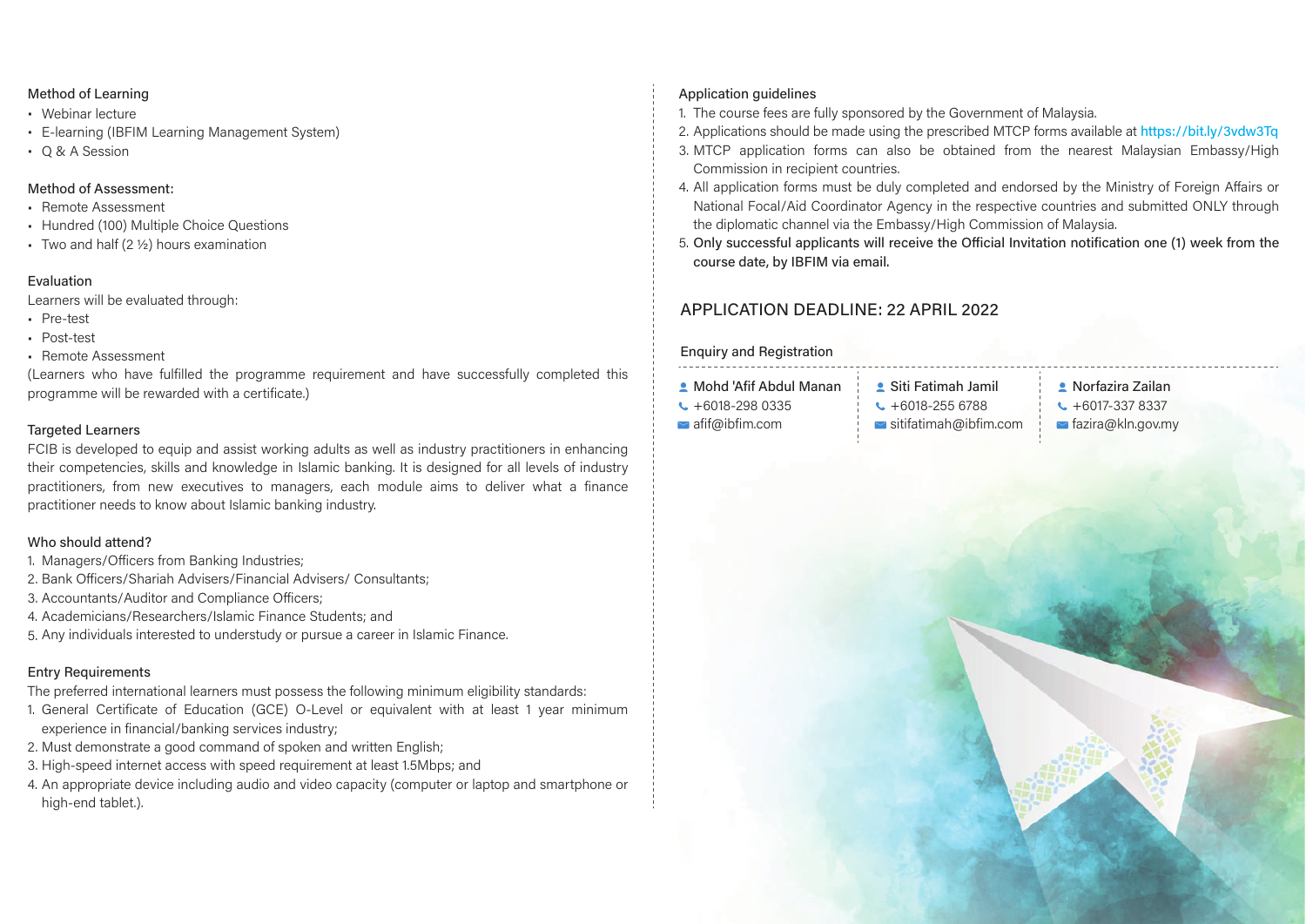### Method of Learning

- Webinar lecture
- E-learning (IBFIM Learning Management System)
- Q & A Session

### Method of Assessment:

- Remote Assessment
- Hundred (100) Multiple Choice Questions
- Two and half (2 ½) hours examination

### Evaluation

Learners will be evaluated through:

- Pre-test
- Post-test
- Remote Assessment

(Learners who have fulfilled the programme requirement and have successfully completed this programme will be rewarded with a certificate.)

### Targeted Learners

FCIB is developed to equip and assist working adults as well as industry practitioners in enhancing their competencies, skills and knowledge in Islamic banking. It is designed for all levels of industry practitioners, from new executives to managers, each module aims to deliver what a finance practitioner needs to know about Islamic banking industry.

### Who should attend?

1. Managers/Officers from Banking Industries;
2. Bank Officers/Shariah Advisers/Financial Advisers/ Consultants;
3. Accountants/Auditor and Compliance Officers;
4. Academicians/Researchers/Islamic Finance Students; and
5. Any individuals interested to understudy or pursue a career in Islamic Finance.

### Entry Requirements

The preferred international learners must possess the following minimum eligibility standards:

1. General Certificate of Education (GCE) O-Level or equivalent with at least 1 year minimum experience in financial/banking services industry;
2. Must demonstrate a good command of spoken and written English;
3. High-speed internet access with speed requirement at least 1.5Mbps; and
4. An appropriate device including audio and video capacity (computer or laptop and smartphone or high-end tablet.).

### Application guidelines

1. The course fees are fully sponsored by the Government of Malaysia.
2. Applications should be made using the prescribed MTCP forms available at https://bit.ly/3vdw3Tq
3. MTCP application forms can also be obtained from the nearest Malaysian Embassy/High Commission in recipient countries.
4. All application forms must be duly completed and endorsed by the Ministry of Foreign Affairs or National Focal/Aid Coordinator Agency in the respective countries and submitted ONLY through the diplomatic channel via the Embassy/High Commission of Malaysia.
5. Only successful applicants will receive the Official Invitation notification one (1) week from the course date, by IBFIM via email.

## APPLICATION DEADLINE: 22 APRIL 2022

### Enquiry and Registration

Mohd 'Afif Abdul Manan
+6018-298 0335
afif@ibfim.com

Siti Fatimah Jamil
+6018-255 6788
sitifatimah@ibfim.com

Norfazira Zailan
+6017-337 8337
fazira@kln.gov.my